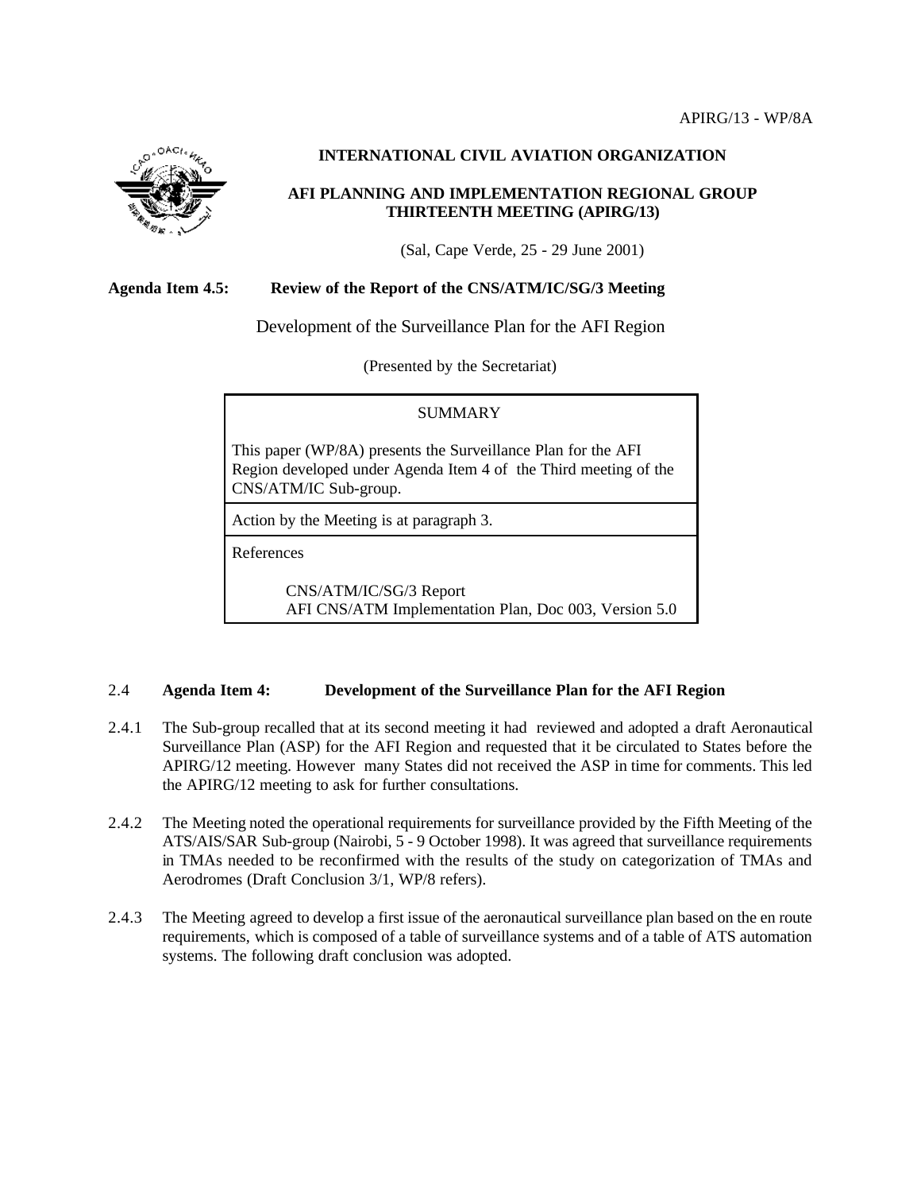APIRG/13 - WP/8A

**INTERNATIONAL CIVIL AVIATION ORGANIZATION**

**AFI PLANNING AND IMPLEMENTATION REGIONAL GROUP THIRTEENTH MEETING (APIRG/13)**

(Sal, Cape Verde, 25 - 29 June 2001)

**Agenda Item 4.5: Review of the Report of the CNS/ATM/IC/SG/3 Meeting**

Development of the Surveillance Plan for the AFI Region

(Presented by the Secretariat)

| SUMMARY |
|---|
| This paper (WP/8A) presents the Surveillance Plan for the AFI Region developed under Agenda Item 4 of the Third meeting of the CNS/ATM/IC Sub-group. |
| Action by the Meeting is at paragraph 3. |
| References<br><br>CNS/ATM/IC/SG/3 Report<br>AFI CNS/ATM Implementation Plan, Doc 003, Version 5.0 |

2.4 **Agenda Item 4: Development of the Surveillance Plan for the AFI Region**

2.4.1 The Sub-group recalled that at its second meeting it had reviewed and adopted a draft Aeronautical Surveillance Plan (ASP) for the AFI Region and requested that it be circulated to States before the APIRG/12 meeting. However many States did not received the ASP in time for comments. This led the APIRG/12 meeting to ask for further consultations.

2.4.2 The Meeting noted the operational requirements for surveillance provided by the Fifth Meeting of the ATS/AIS/SAR Sub-group (Nairobi, 5 - 9 October 1998). It was agreed that surveillance requirements in TMAs needed to be reconfirmed with the results of the study on categorization of TMAs and Aerodromes (Draft Conclusion 3/1, WP/8 refers).

2.4.3 The Meeting agreed to develop a first issue of the aeronautical surveillance plan based on the en route requirements, which is composed of a table of surveillance systems and of a table of ATS automation systems. The following draft conclusion was adopted.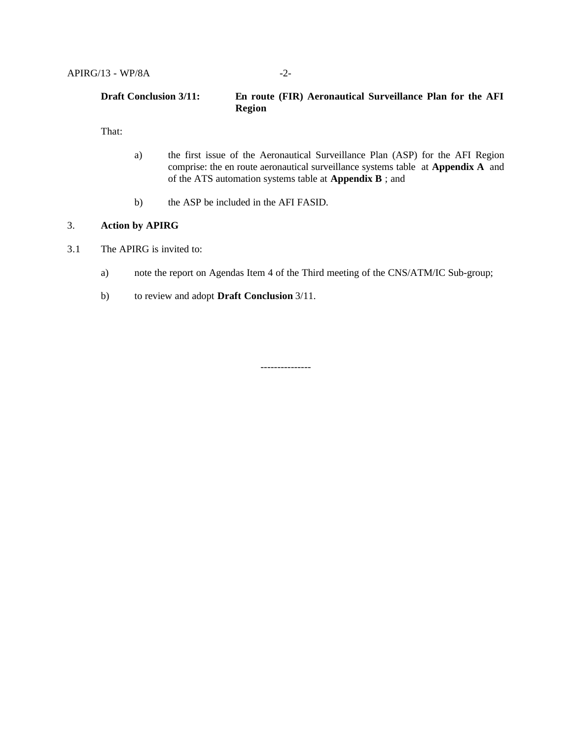**Draft Conclusion 3/11: En route (FIR) Aeronautical Surveillance Plan for the AFI Region**

That:

a) the first issue of the Aeronautical Surveillance Plan (ASP) for the AFI Region comprise: the en route aeronautical surveillance systems table at **Appendix A** and of the ATS automation systems table at **Appendix B** ; and

b) the ASP be included in the AFI FASID.

## 3. Action by APIRG

3.1 The APIRG is invited to:

a) note the report on Agendas Item 4 of the Third meeting of the CNS/ATM/IC Sub-group;

b) to review and adopt **Draft Conclusion** 3/11.

---------------